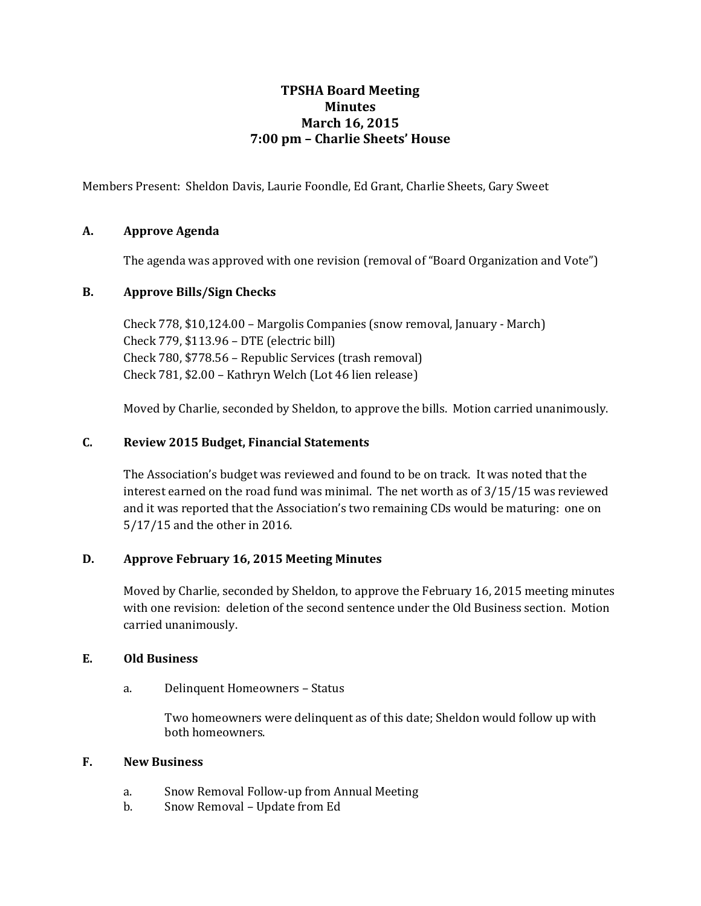# TPSHA Board Meeting
# Minutes
# March 16, 2015
# 7:00 pm – Charlie Sheets' House

Members Present: Sheldon Davis, Laurie Foondle, Ed Grant, Charlie Sheets, Gary Sweet

## A. Approve Agenda

The agenda was approved with one revision (removal of "Board Organization and Vote")

## B. Approve Bills/Sign Checks

Check 778, $10,124.00 – Margolis Companies (snow removal, January - March)
Check 779, $113.96 – DTE (electric bill)
Check 780, $778.56 – Republic Services (trash removal)
Check 781, $2.00 – Kathryn Welch (Lot 46 lien release)

Moved by Charlie, seconded by Sheldon, to approve the bills. Motion carried unanimously.

## C. Review 2015 Budget, Financial Statements

The Association's budget was reviewed and found to be on track. It was noted that the interest earned on the road fund was minimal. The net worth as of 3/15/15 was reviewed and it was reported that the Association's two remaining CDs would be maturing: one on 5/17/15 and the other in 2016.

## D. Approve February 16, 2015 Meeting Minutes

Moved by Charlie, seconded by Sheldon, to approve the February 16, 2015 meeting minutes with one revision: deletion of the second sentence under the Old Business section. Motion carried unanimously.

## E. Old Business

a. Delinquent Homeowners – Status

Two homeowners were delinquent as of this date; Sheldon would follow up with both homeowners.

## F. New Business

a. Snow Removal Follow-up from Annual Meeting
b. Snow Removal – Update from Ed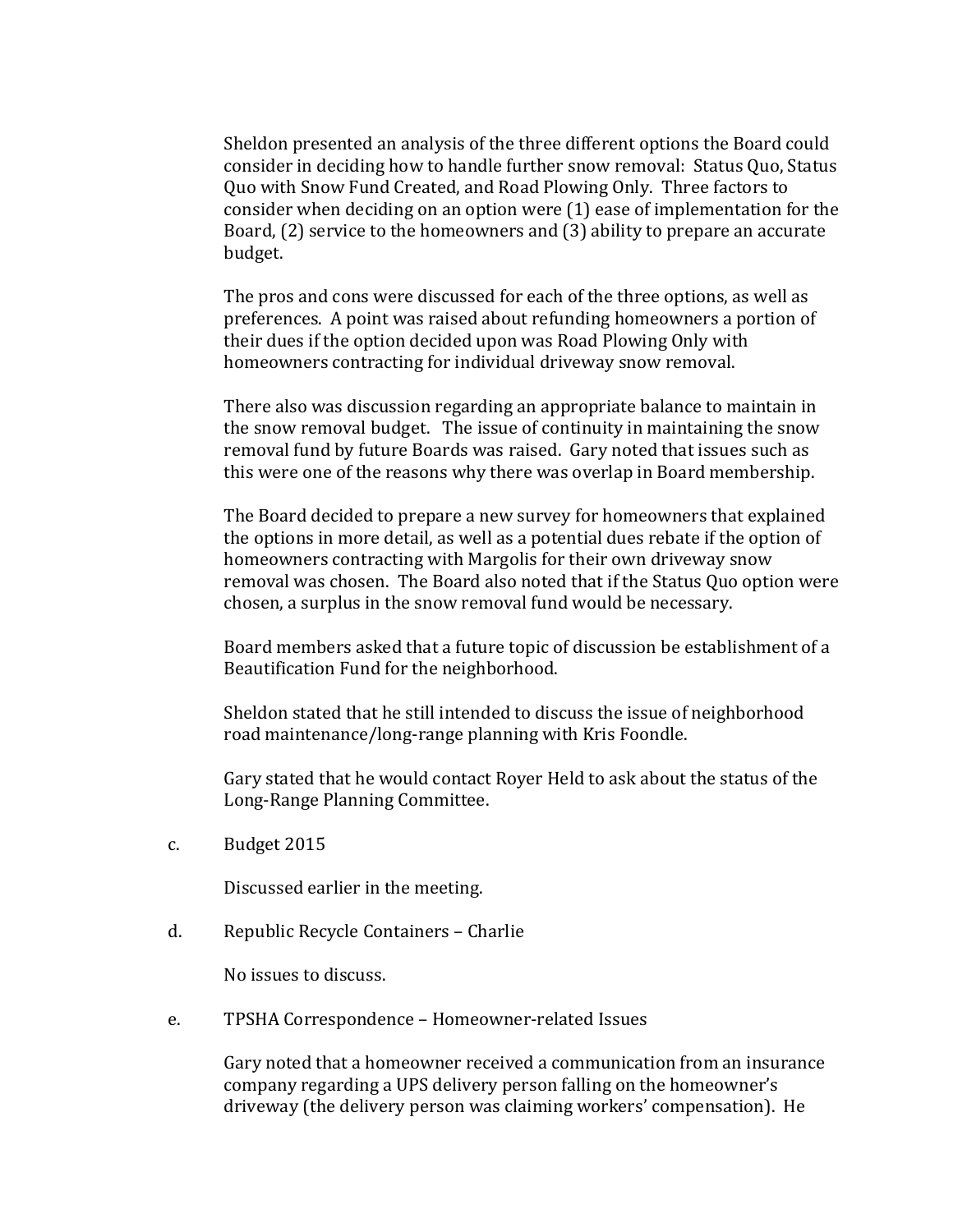Sheldon presented an analysis of the three different options the Board could consider in deciding how to handle further snow removal: Status Quo, Status Quo with Snow Fund Created, and Road Plowing Only. Three factors to consider when deciding on an option were (1) ease of implementation for the Board, (2) service to the homeowners and (3) ability to prepare an accurate budget.

The pros and cons were discussed for each of the three options, as well as preferences. A point was raised about refunding homeowners a portion of their dues if the option decided upon was Road Plowing Only with homeowners contracting for individual driveway snow removal.

There also was discussion regarding an appropriate balance to maintain in the snow removal budget. The issue of continuity in maintaining the snow removal fund by future Boards was raised. Gary noted that issues such as this were one of the reasons why there was overlap in Board membership.

The Board decided to prepare a new survey for homeowners that explained the options in more detail, as well as a potential dues rebate if the option of homeowners contracting with Margolis for their own driveway snow removal was chosen. The Board also noted that if the Status Quo option were chosen, a surplus in the snow removal fund would be necessary.

Board members asked that a future topic of discussion be establishment of a Beautification Fund for the neighborhood.

Sheldon stated that he still intended to discuss the issue of neighborhood road maintenance/long-range planning with Kris Foondle.

Gary stated that he would contact Royer Held to ask about the status of the Long-Range Planning Committee.

c. Budget 2015

Discussed earlier in the meeting.

d. Republic Recycle Containers – Charlie

No issues to discuss.

e. TPSHA Correspondence – Homeowner-related Issues

Gary noted that a homeowner received a communication from an insurance company regarding a UPS delivery person falling on the homeowner's driveway (the delivery person was claiming workers' compensation). He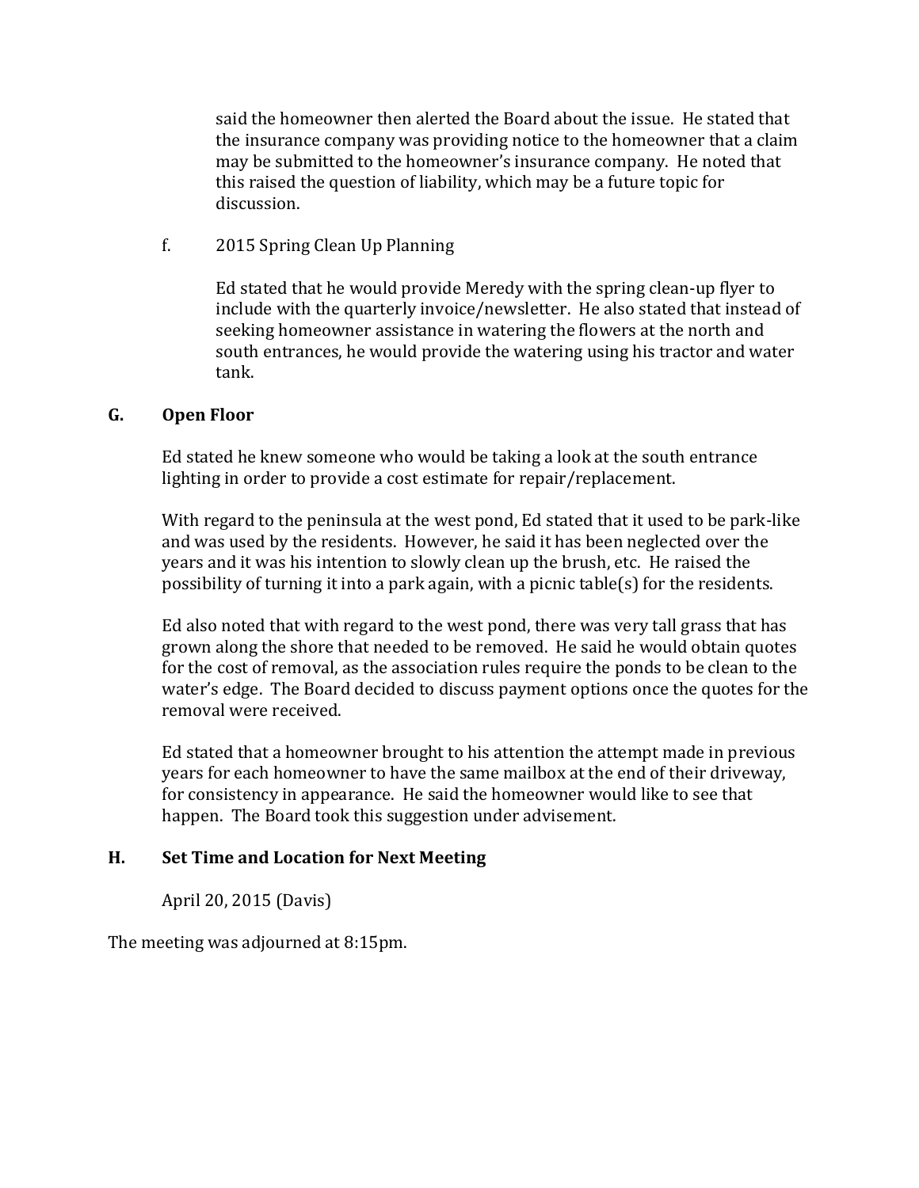said the homeowner then alerted the Board about the issue. He stated that the insurance company was providing notice to the homeowner that a claim may be submitted to the homeowner's insurance company. He noted that this raised the question of liability, which may be a future topic for discussion.

f. 2015 Spring Clean Up Planning

Ed stated that he would provide Meredy with the spring clean-up flyer to include with the quarterly invoice/newsletter. He also stated that instead of seeking homeowner assistance in watering the flowers at the north and south entrances, he would provide the watering using his tractor and water tank.

## G. Open Floor

Ed stated he knew someone who would be taking a look at the south entrance lighting in order to provide a cost estimate for repair/replacement.

With regard to the peninsula at the west pond, Ed stated that it used to be park-like and was used by the residents. However, he said it has been neglected over the years and it was his intention to slowly clean up the brush, etc. He raised the possibility of turning it into a park again, with a picnic table(s) for the residents.

Ed also noted that with regard to the west pond, there was very tall grass that has grown along the shore that needed to be removed. He said he would obtain quotes for the cost of removal, as the association rules require the ponds to be clean to the water's edge. The Board decided to discuss payment options once the quotes for the removal were received.

Ed stated that a homeowner brought to his attention the attempt made in previous years for each homeowner to have the same mailbox at the end of their driveway, for consistency in appearance. He said the homeowner would like to see that happen. The Board took this suggestion under advisement.

## H. Set Time and Location for Next Meeting

April 20, 2015 (Davis)

The meeting was adjourned at 8:15pm.